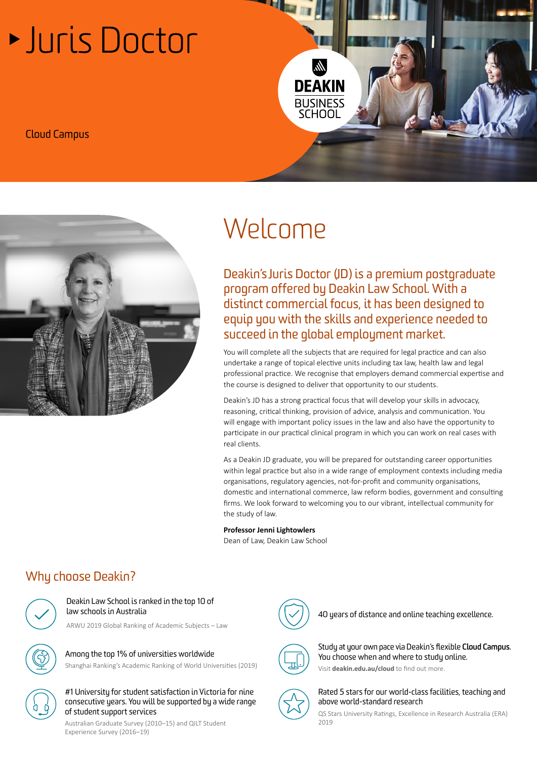# Juris Doctor

Cloud Campus

DEAKIN BUSINESS SCHOOL

## Welcome

### Deakin's Juris Doctor (JD) is a premium postgraduate program offered by Deakin Law School. With a distinct commercial focus, it has been designed to equip you with the skills and experience needed to succeed in the global employment market.

You will complete all the subjects that are required for legal practice and can also undertake a range of topical elective units including tax law, health law and legal professional practice. We recognise that employers demand commercial expertise and the course is designed to deliver that opportunity to our students.

Deakin's JD has a strong practical focus that will develop your skills in advocacy, reasoning, critical thinking, provision of advice, analysis and communication. You will engage with important policy issues in the law and also have the opportunity to participate in our practical clinical program in which you can work on real cases with real clients.

As a Deakin JD graduate, you will be prepared for outstanding career opportunities within legal practice but also in a wide range of employment contexts including media organisations, regulatory agencies, not-for-profit and community organisations, domestic and international commerce, law reform bodies, government and consulting firms. We look forward to welcoming you to our vibrant, intellectual community for the study of law.

**Professor Jenni Lightowlers**
Dean of Law, Deakin Law School

## Why choose Deakin?

- Deakin Law School is ranked in the top 10 of law schools in Australia
  ARWU 2019 Global Ranking of Academic Subjects – Law
- Among the top 1% of universities worldwide
  Shanghai Ranking's Academic Ranking of World Universities (2019)
- #1 University for student satisfaction in Victoria for nine consecutive years. You will be supported by a wide range of student support services
  Australian Graduate Survey (2010–15) and QILT Student Experience Survey (2016–19)
- 40 years of distance and online teaching excellence.
- Study at your own pace via Deakin's flexible **Cloud Campus**. You choose when and where to study online.
  Visit **deakin.edu.au/cloud** to find out more.
- Rated 5 stars for our world-class facilities, teaching and above world-standard research
  QS Stars University Ratings, Excellence in Research Australia (ERA) 2019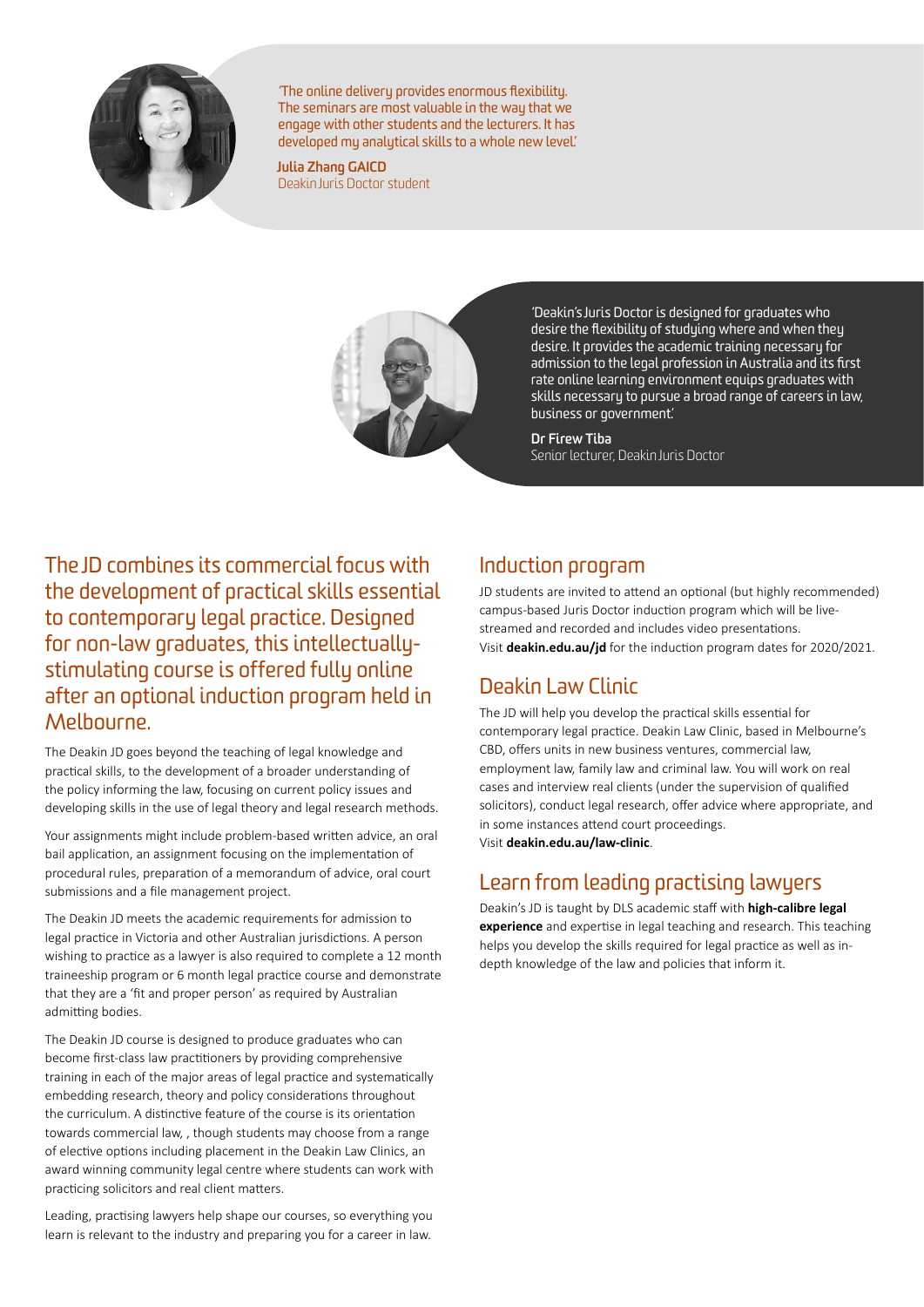'The online delivery provides enormous flexibility. The seminars are most valuable in the way that we engage with other students and the lecturers. It has developed my analytical skills to a whole new level.'

**Julia Zhang GAICD**
Deakin Juris Doctor student

'Deakin's Juris Doctor is designed for graduates who desire the flexibility of studying where and when they desire. It provides the academic training necessary for admission to the legal profession in Australia and its first rate online learning environment equips graduates with skills necessary to pursue a broad range of careers in law, business or government.'

**Dr Firew Tiba**
Senior lecturer, Deakin Juris Doctor

## The JD combines its commercial focus with the development of practical skills essential to contemporary legal practice. Designed for non-law graduates, this intellectually-stimulating course is offered fully online after an optional induction program held in Melbourne.

The Deakin JD goes beyond the teaching of legal knowledge and practical skills, to the development of a broader understanding of the policy informing the law, focusing on current policy issues and developing skills in the use of legal theory and legal research methods.

Your assignments might include problem-based written advice, an oral bail application, an assignment focusing on the implementation of procedural rules, preparation of a memorandum of advice, oral court submissions and a file management project.

The Deakin JD meets the academic requirements for admission to legal practice in Victoria and other Australian jurisdictions. A person wishing to practice as a lawyer is also required to complete a 12 month traineeship program or 6 month legal practice course and demonstrate that they are a 'fit and proper person' as required by Australian admitting bodies.

The Deakin JD course is designed to produce graduates who can become first-class law practitioners by providing comprehensive training in each of the major areas of legal practice and systematically embedding research, theory and policy considerations throughout the curriculum. A distinctive feature of the course is its orientation towards commercial law, , though students may choose from a range of elective options including placement in the Deakin Law Clinics, an award winning community legal centre where students can work with practicing solicitors and real client matters.

Leading, practising lawyers help shape our courses, so everything you learn is relevant to the industry and preparing you for a career in law.

## Induction program

JD students are invited to attend an optional (but highly recommended) campus-based Juris Doctor induction program which will be live-streamed and recorded and includes video presentations.
Visit **deakin.edu.au/jd** for the induction program dates for 2020/2021.

## Deakin Law Clinic

The JD will help you develop the practical skills essential for contemporary legal practice. Deakin Law Clinic, based in Melbourne's CBD, offers units in new business ventures, commercial law, employment law, family law and criminal law. You will work on real cases and interview real clients (under the supervision of qualified solicitors), conduct legal research, offer advice where appropriate, and in some instances attend court proceedings.
Visit **deakin.edu.au/law-clinic**.

## Learn from leading practising lawyers

Deakin's JD is taught by DLS academic staff with **high-calibre legal experience** and expertise in legal teaching and research. This teaching helps you develop the skills required for legal practice as well as in-depth knowledge of the law and policies that inform it.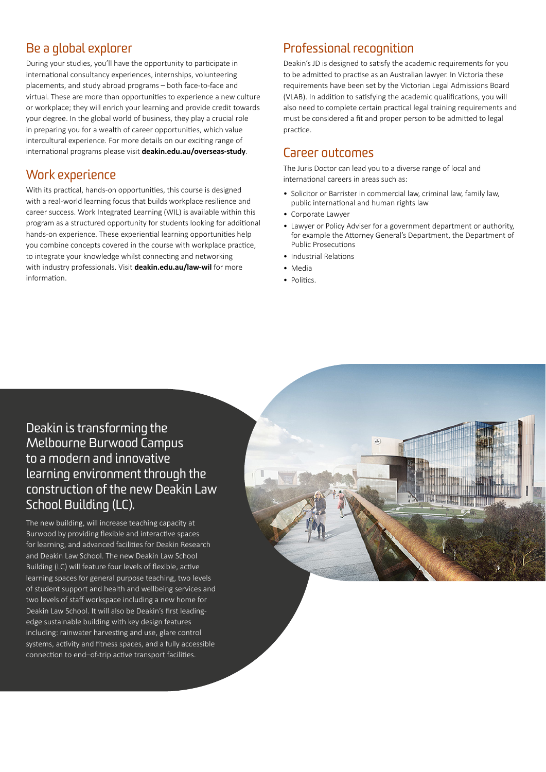## Be a global explorer

During your studies, you'll have the opportunity to participate in international consultancy experiences, internships, volunteering placements, and study abroad programs – both face-to-face and virtual. These are more than opportunities to experience a new culture or workplace; they will enrich your learning and provide credit towards your degree. In the global world of business, they play a crucial role in preparing you for a wealth of career opportunities, which value intercultural experience. For more details on our exciting range of international programs please visit **deakin.edu.au/overseas-study**.

## Work experience

With its practical, hands-on opportunities, this course is designed with a real-world learning focus that builds workplace resilience and career success. Work Integrated Learning (WIL) is available within this program as a structured opportunity for students looking for additional hands-on experience. These experiential learning opportunities help you combine concepts covered in the course with workplace practice, to integrate your knowledge whilst connecting and networking with industry professionals. Visit **deakin.edu.au/law-wil** for more information.

## Professional recognition

Deakin's JD is designed to satisfy the academic requirements for you to be admitted to practise as an Australian lawyer. In Victoria these requirements have been set by the Victorian Legal Admissions Board (VLAB). In addition to satisfying the academic qualifications, you will also need to complete certain practical legal training requirements and must be considered a fit and proper person to be admitted to legal practice.

## Career outcomes

The Juris Doctor can lead you to a diverse range of local and international careers in areas such as:

- Solicitor or Barrister in commercial law, criminal law, family law, public international and human rights law
- Corporate Lawyer
- Lawyer or Policy Adviser for a government department or authority, for example the Attorney General's Department, the Department of Public Prosecutions
- Industrial Relations
- Media
- Politics.

## Deakin is transforming the Melbourne Burwood Campus to a modern and innovative learning environment through the construction of the new Deakin Law School Building (LC).

The new building, will increase teaching capacity at Burwood by providing flexible and interactive spaces for learning, and advanced facilities for Deakin Research and Deakin Law School. The new Deakin Law School Building (LC) will feature four levels of flexible, active learning spaces for general purpose teaching, two levels of student support and health and wellbeing services and two levels of staff workspace including a new home for Deakin Law School. It will also be Deakin's first leading-edge sustainable building with key design features including: rainwater harvesting and use, glare control systems, activity and fitness spaces, and a fully accessible connection to end–of-trip active transport facilities.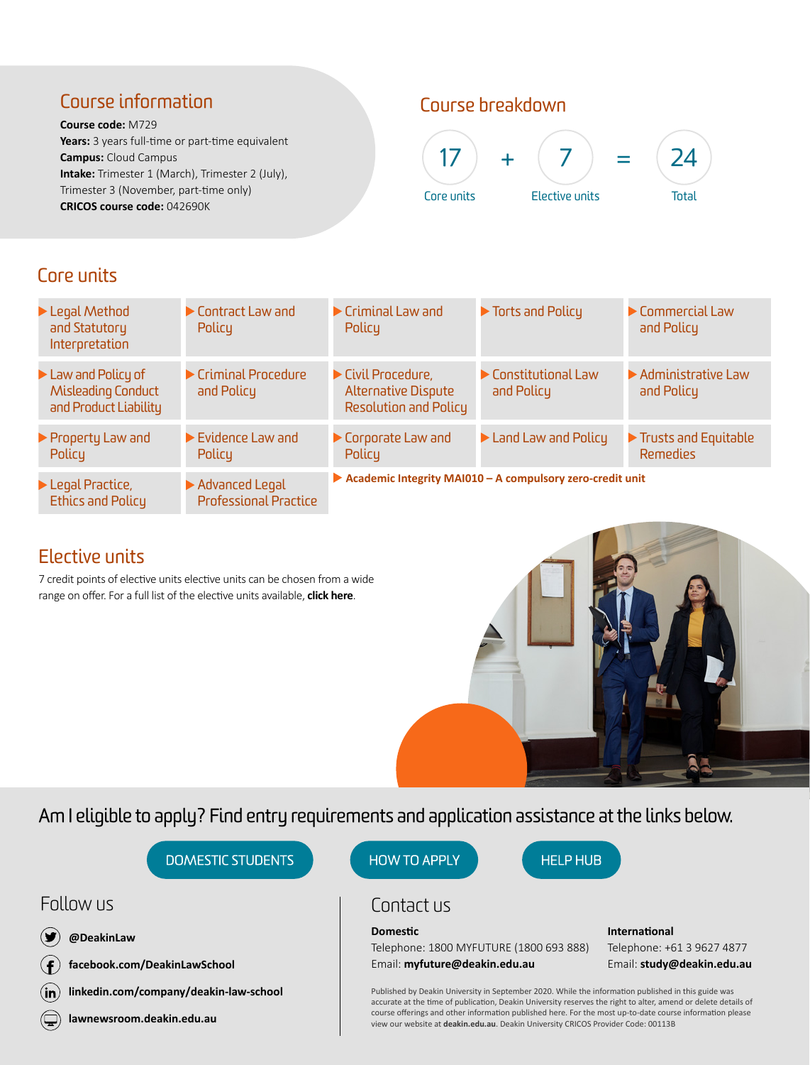## Course information

**Course code:** M729
**Years:** 3 years full-time or part-time equivalent
**Campus:** Cloud Campus
**Intake:** Trimester 1 (March), Trimester 2 (July), Trimester 3 (November, part-time only)
**CRICOS course code:** 042690K

## Course breakdown

17 Core units + 7 Elective units = 24 Total

## Core units

- Legal Method and Statutory Interpretation
- Contract Law and Policy
- Criminal Law and Policy
- Torts and Policy
- Commercial Law and Policy
- Law and Policy of Misleading Conduct and Product Liability
- Criminal Procedure and Policy
- Civil Procedure, Alternative Dispute Resolution and Policy
- Constitutional Law and Policy
- Administrative Law and Policy
- Property Law and Policy
- Evidence Law and Policy
- Corporate Law and Policy
- Land Law and Policy
- Trusts and Equitable Remedies
- Legal Practice, Ethics and Policy
- Advanced Legal Professional Practice
- **Academic Integrity MAI010 – A compulsory zero-credit unit**

## Elective units

7 credit points of elective units elective units can be chosen from a wide range on offer. For a full list of the elective units available, **click here**.

## Am I eligible to apply? Find entry requirements and application assistance at the links below.

DOMESTIC STUDENTS

HOW TO APPLY

HELP HUB

## Follow us

**@DeakinLaw**

**facebook.com/DeakinLawSchool**

**linkedin.com/company/deakin-law-school**

**lawnewsroom.deakin.edu.au**

## Contact us

**Domestic**
Telephone: 1800 MYFUTURE (1800 693 888)
Email: **myfuture@deakin.edu.au**

**International**
Telephone: +61 3 9627 4877
Email: **study@deakin.edu.au**

Published by Deakin University in September 2020. While the information published in this guide was accurate at the time of publication, Deakin University reserves the right to alter, amend or delete details of course offerings and other information published here. For the most up-to-date course information please view our website at **deakin.edu.au**. Deakin University CRICOS Provider Code: 00113B